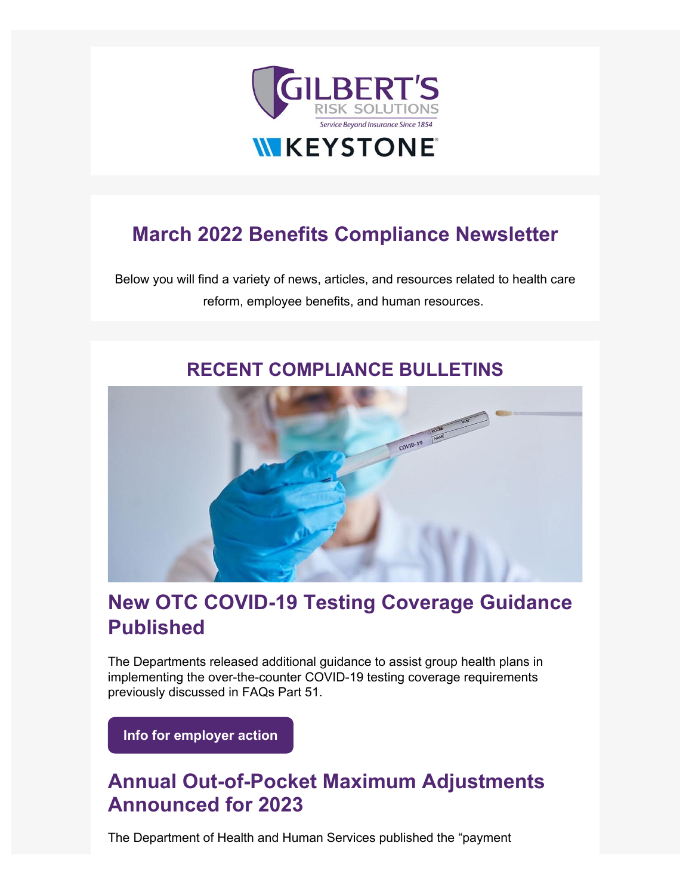# March 2022 Benefits Compliance Newsletter

Below you will find a variety of news, articles, and resources related to health care reform, employee benefits, and human resources.

## RECENT COMPLIANCE BULLETINS

### New OTC COVID-19 Testing Coverage Guidance Published

The Departments released additional guidance to assist group health plans in implementing the over-the-counter COVID-19 testing coverage requirements previously discussed in FAQs Part 51.

**Info for employer action**

### Annual Out-of-Pocket Maximum Adjustments Announced for 2023

The Department of Health and Human Services published the "payment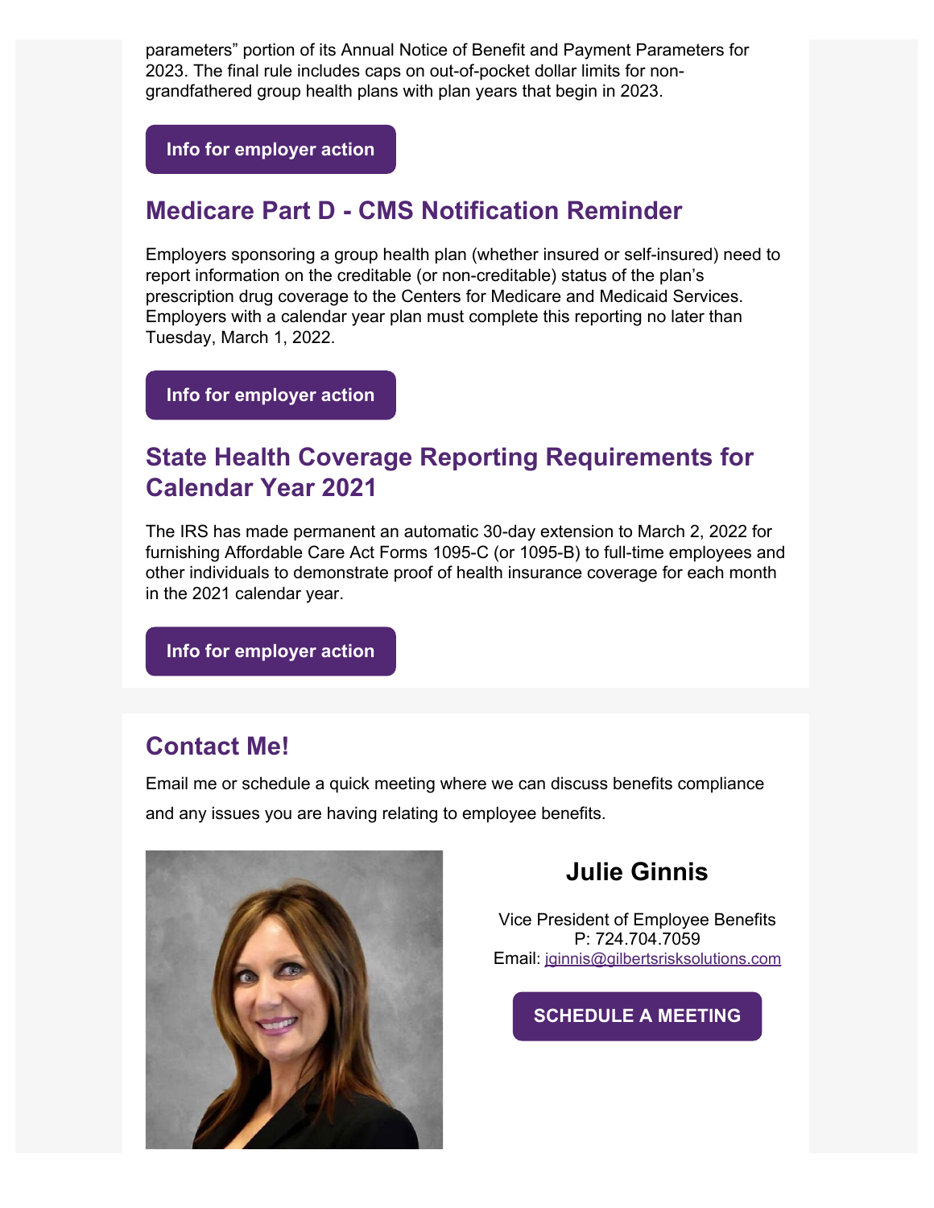parameters" portion of its Annual Notice of Benefit and Payment Parameters for 2023. The final rule includes caps on out-of-pocket dollar limits for non-grandfathered group health plans with plan years that begin in 2023.

**Info for employer action**

## Medicare Part D - CMS Notification Reminder

Employers sponsoring a group health plan (whether insured or self-insured) need to report information on the creditable (or non-creditable) status of the plan's prescription drug coverage to the Centers for Medicare and Medicaid Services. Employers with a calendar year plan must complete this reporting no later than Tuesday, March 1, 2022.

**Info for employer action**

## State Health Coverage Reporting Requirements for Calendar Year 2021

The IRS has made permanent an automatic 30-day extension to March 2, 2022 for furnishing Affordable Care Act Forms 1095-C (or 1095-B) to full-time employees and other individuals to demonstrate proof of health insurance coverage for each month in the 2021 calendar year.

**Info for employer action**

## Contact Me!

Email me or schedule a quick meeting where we can discuss benefits compliance and any issues you are having relating to employee benefits.

### Julie Ginnis

Vice President of Employee Benefits
P: 724.704.7059
Email: jginnis@gilbertsrisksolutions.com

**SCHEDULE A MEETING**